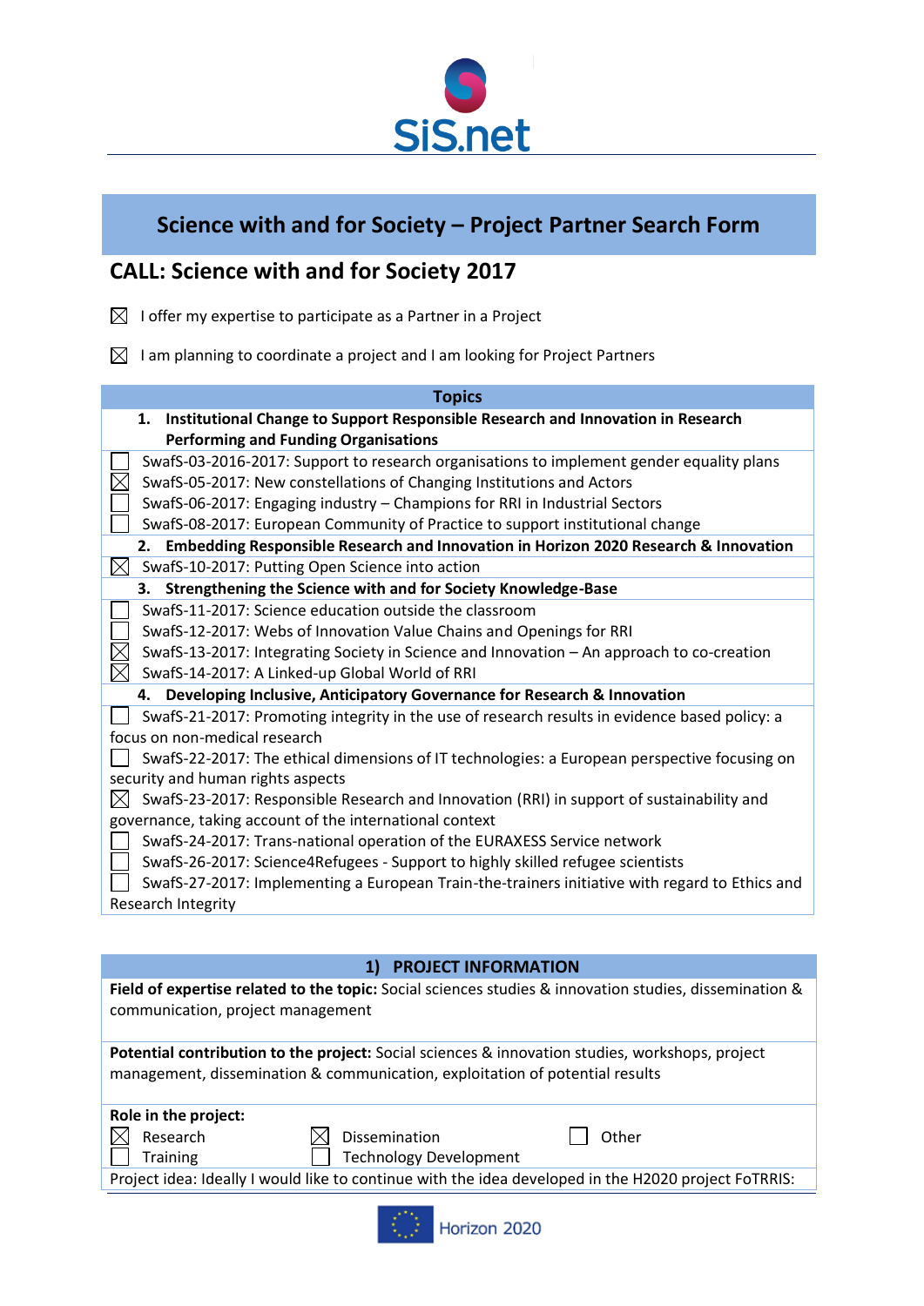SiS.net

# Science with and for Society – Project Partner Search Form

## CALL: Science with and for Society 2017

☒ I offer my expertise to participate as a Partner in a Project

☒ I am planning to coordinate a project and I am looking for Project Partners

| Topics |
|---|
| **1. Institutional Change to Support Responsible Research and Innovation in Research Performing and Funding Organisations** |
| ☐ SwafS-03-2016-2017: Support to research organisations to implement gender equality plans |
| ☒ SwafS-05-2017: New constellations of Changing Institutions and Actors |
| ☐ SwafS-06-2017: Engaging industry – Champions for RRI in Industrial Sectors |
| ☐ SwafS-08-2017: European Community of Practice to support institutional change |
| **2. Embedding Responsible Research and Innovation in Horizon 2020 Research & Innovation** |
| ☒ SwafS-10-2017: Putting Open Science into action |
| **3. Strengthening the Science with and for Society Knowledge-Base** |
| ☐ SwafS-11-2017: Science education outside the classroom |
| ☐ SwafS-12-2017: Webs of Innovation Value Chains and Openings for RRI |
| ☒ SwafS-13-2017: Integrating Society in Science and Innovation – An approach to co-creation |
| ☒ SwafS-14-2017: A Linked-up Global World of RRI |
| **4. Developing Inclusive, Anticipatory Governance for Research & Innovation** |
| ☐ SwafS-21-2017: Promoting integrity in the use of research results in evidence based policy: a focus on non-medical research |
| ☐ SwafS-22-2017: The ethical dimensions of IT technologies: a European perspective focusing on security and human rights aspects |
| ☒ SwafS-23-2017: Responsible Research and Innovation (RRI) in support of sustainability and governance, taking account of the international context |
| ☐ SwafS-24-2017: Trans-national operation of the EURAXESS Service network |
| ☐ SwafS-26-2017: Science4Refugees - Support to highly skilled refugee scientists |
| ☐ SwafS-27-2017: Implementing a European Train-the-trainers initiative with regard to Ethics and Research Integrity |

## 1) PROJECT INFORMATION

**Field of expertise related to the topic:** Social sciences studies & innovation studies, dissemination & communication, project management

**Potential contribution to the project:** Social sciences & innovation studies, workshops, project management, dissemination & communication, exploitation of potential results

**Role in the project:**

| | | |
|---|---|---|
| ☒ Research | ☒ Dissemination | ☐ Other |
| ☐ Training | ☐ Technology Development | |

Project idea: Ideally I would like to continue with the idea developed in the H2020 project FoTRRIS:

Horizon 2020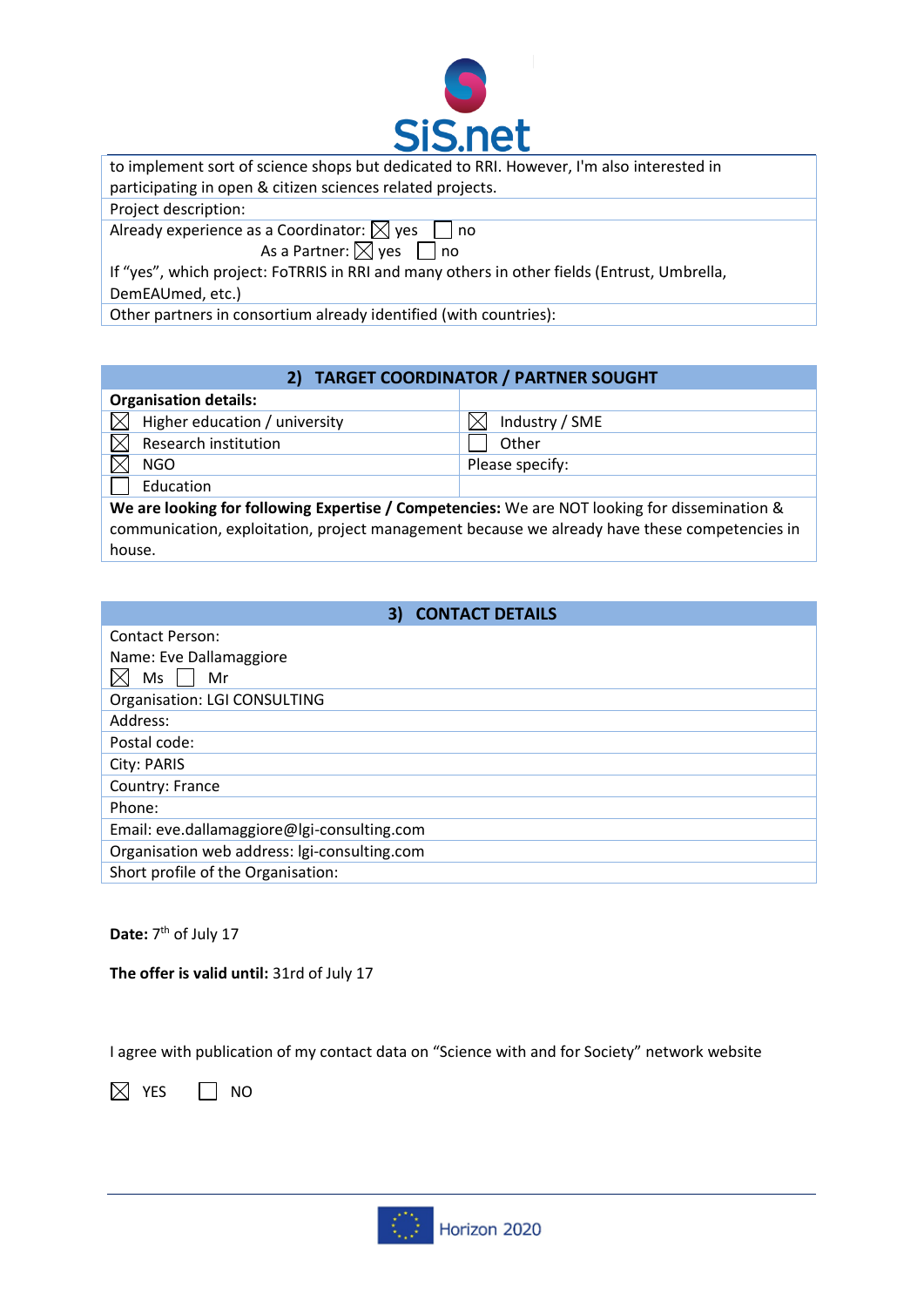to implement sort of science shops but dedicated to RRI. However, I'm also interested in participating in open & citizen sciences related projects.

Project description:

Already experience as a Coordinator: ☒ yes ☐ no
As a Partner: ☒ yes ☐ no

If "yes", which project: FoTRRIS in RRI and many others in other fields (Entrust, Umbrella, DemEAUmed, etc.)

Other partners in consortium already identified (with countries):

## 2) TARGET COORDINATOR / PARTNER SOUGHT

| **Organisation details:** | |
|---|---|
| ☒ Higher education / university | ☒ Industry / SME |
| ☒ Research institution | ☐ Other |
| ☒ NGO | Please specify: |
| ☐ Education | |

**We are looking for following Expertise / Competencies:** We are NOT looking for dissemination & communication, exploitation, project management because we already have these competencies in house.

## 3) CONTACT DETAILS

Contact Person:
Name: Eve Dallamaggiore
☒ Ms ☐ Mr

Organisation: LGI CONSULTING

Address:

Postal code:

City: PARIS

Country: France

Phone:

Email: eve.dallamaggiore@lgi-consulting.com

Organisation web address: lgi-consulting.com

Short profile of the Organisation:

**Date:** 7th of July 17

**The offer is valid until:** 31rd of July 17

I agree with publication of my contact data on "Science with and for Society" network website

☒ YES ☐ NO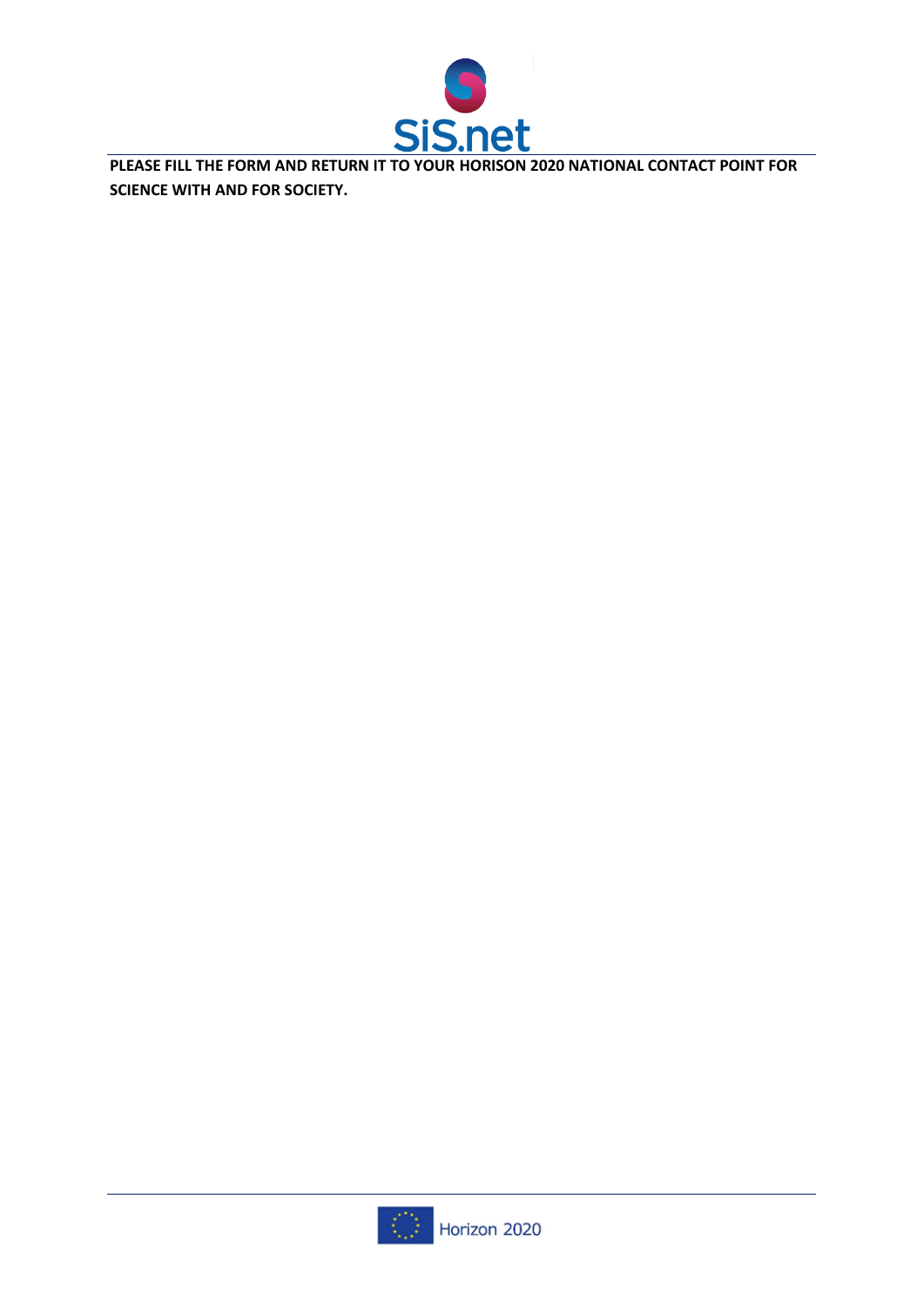**PLEASE FILL THE FORM AND RETURN IT TO YOUR HORISON 2020 NATIONAL CONTACT POINT FOR SCIENCE WITH AND FOR SOCIETY.**